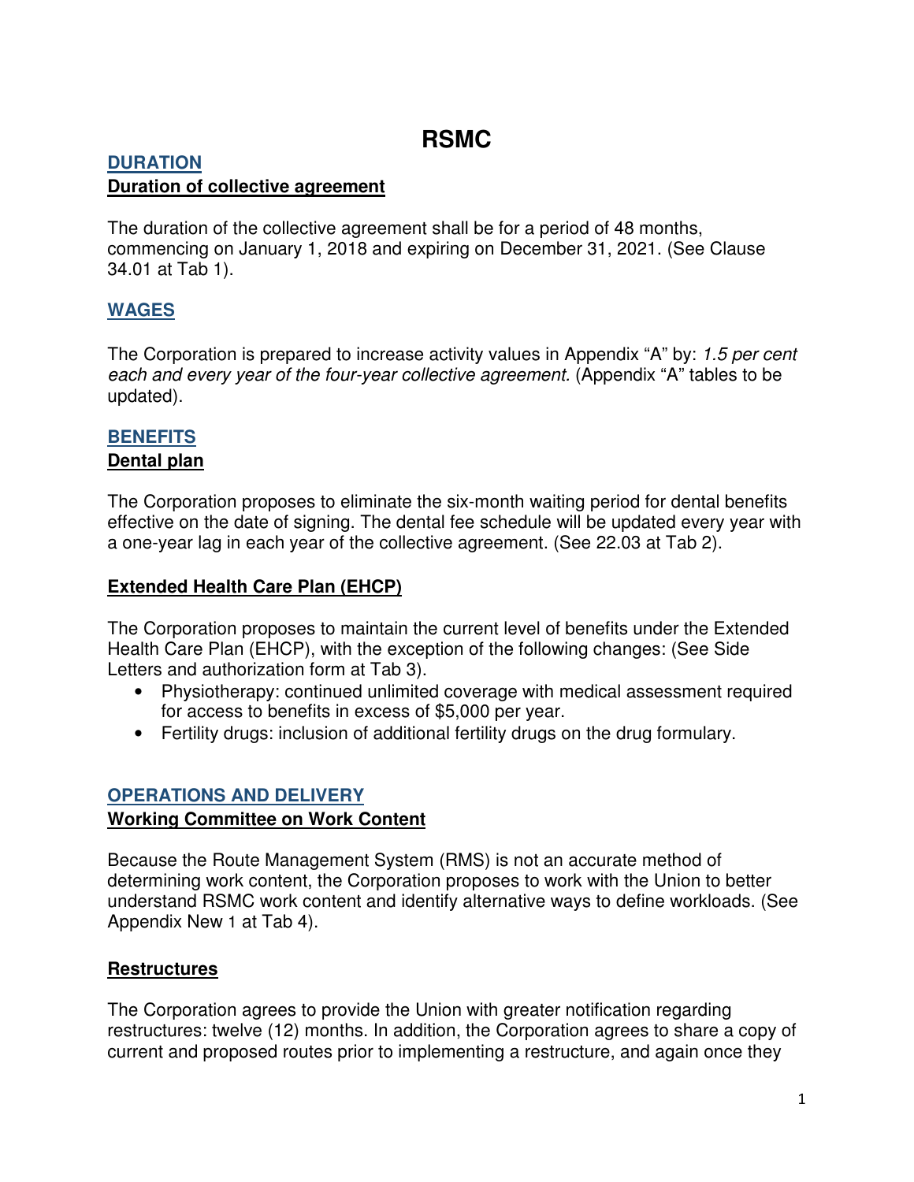# RSMC

## DURATION

### Duration of collective agreement

The duration of the collective agreement shall be for a period of 48 months, commencing on January 1, 2018 and expiring on December 31, 2021. (See Clause 34.01 at Tab 1).

## WAGES

The Corporation is prepared to increase activity values in Appendix "A" by: *1.5 per cent each and every year of the four-year collective agreement.* (Appendix "A" tables to be updated).

## BENEFITS

### Dental plan

The Corporation proposes to eliminate the six-month waiting period for dental benefits effective on the date of signing. The dental fee schedule will be updated every year with a one-year lag in each year of the collective agreement. (See 22.03 at Tab 2).

### Extended Health Care Plan (EHCP)

The Corporation proposes to maintain the current level of benefits under the Extended Health Care Plan (EHCP), with the exception of the following changes: (See Side Letters and authorization form at Tab 3).

- Physiotherapy: continued unlimited coverage with medical assessment required for access to benefits in excess of $5,000 per year.
- Fertility drugs: inclusion of additional fertility drugs on the drug formulary.

## OPERATIONS AND DELIVERY

### Working Committee on Work Content

Because the Route Management System (RMS) is not an accurate method of determining work content, the Corporation proposes to work with the Union to better understand RSMC work content and identify alternative ways to define workloads. (See Appendix New 1 at Tab 4).

### Restructures

The Corporation agrees to provide the Union with greater notification regarding restructures: twelve (12) months. In addition, the Corporation agrees to share a copy of current and proposed routes prior to implementing a restructure, and again once they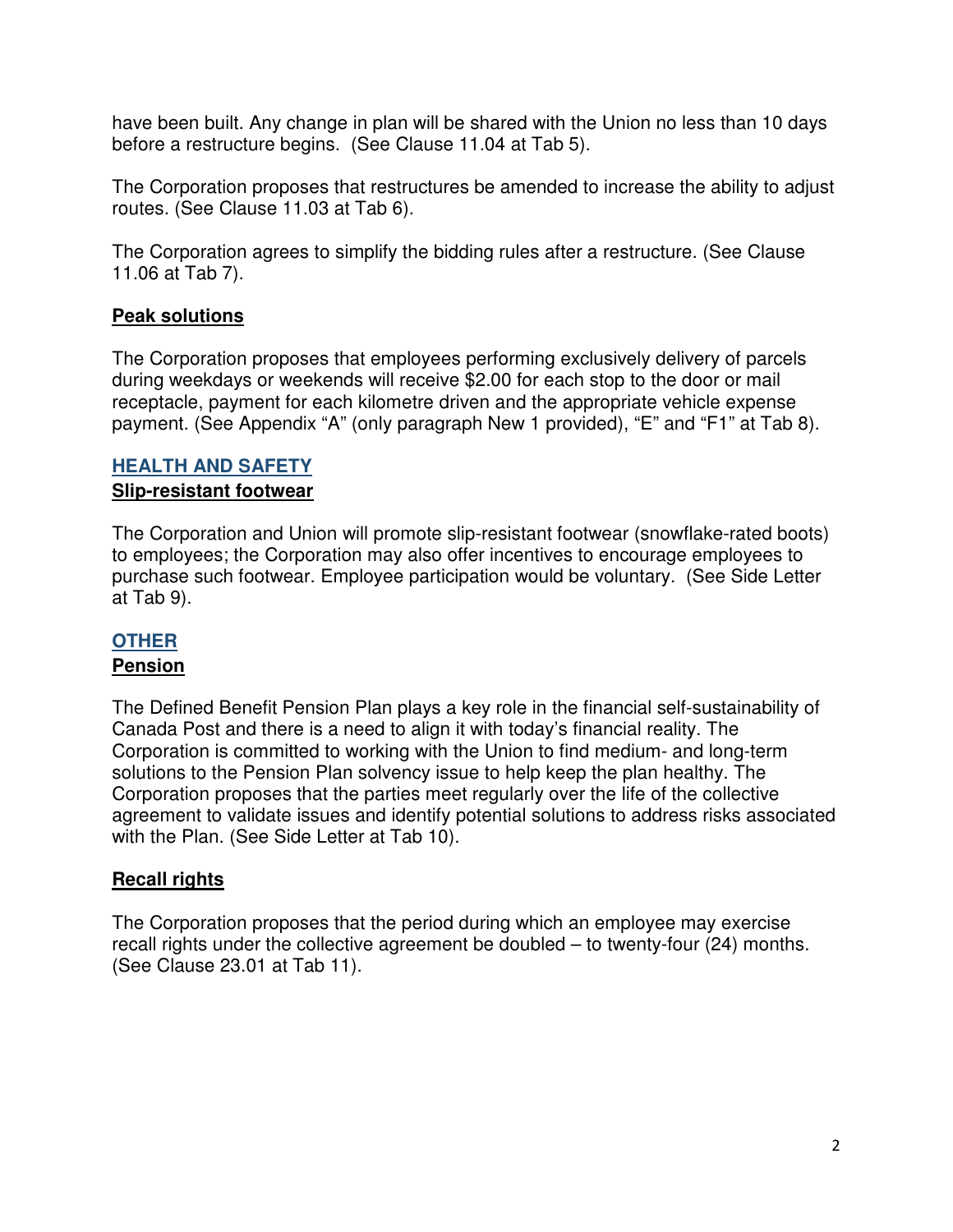have been built. Any change in plan will be shared with the Union no less than 10 days before a restructure begins. (See Clause 11.04 at Tab 5).

The Corporation proposes that restructures be amended to increase the ability to adjust routes. (See Clause 11.03 at Tab 6).

The Corporation agrees to simplify the bidding rules after a restructure. (See Clause 11.06 at Tab 7).

**Peak solutions**

The Corporation proposes that employees performing exclusively delivery of parcels during weekdays or weekends will receive $2.00 for each stop to the door or mail receptacle, payment for each kilometre driven and the appropriate vehicle expense payment. (See Appendix "A" (only paragraph New 1 provided), "E" and "F1" at Tab 8).

## HEALTH AND SAFETY

**Slip-resistant footwear**

The Corporation and Union will promote slip-resistant footwear (snowflake-rated boots) to employees; the Corporation may also offer incentives to encourage employees to purchase such footwear. Employee participation would be voluntary. (See Side Letter at Tab 9).

## OTHER

**Pension**

The Defined Benefit Pension Plan plays a key role in the financial self-sustainability of Canada Post and there is a need to align it with today's financial reality. The Corporation is committed to working with the Union to find medium- and long-term solutions to the Pension Plan solvency issue to help keep the plan healthy. The Corporation proposes that the parties meet regularly over the life of the collective agreement to validate issues and identify potential solutions to address risks associated with the Plan. (See Side Letter at Tab 10).

**Recall rights**

The Corporation proposes that the period during which an employee may exercise recall rights under the collective agreement be doubled – to twenty-four (24) months. (See Clause 23.01 at Tab 11).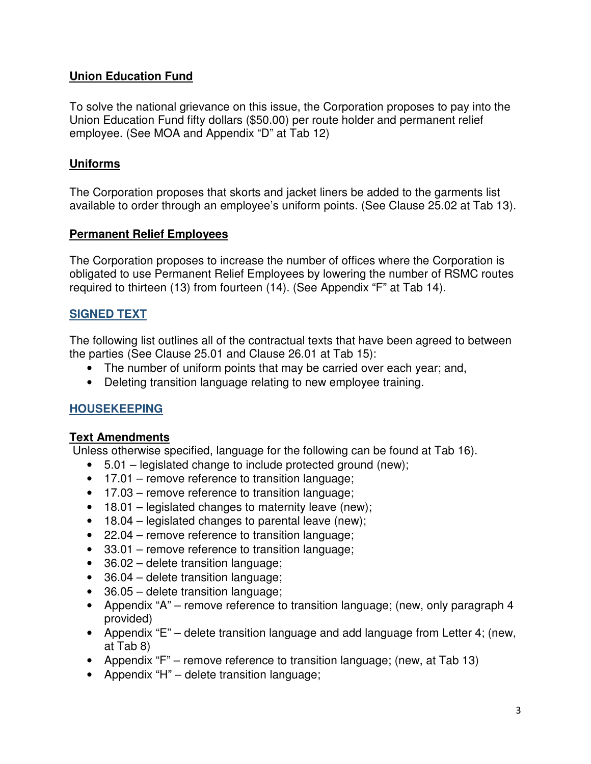**Union Education Fund**

To solve the national grievance on this issue, the Corporation proposes to pay into the Union Education Fund fifty dollars ($50.00) per route holder and permanent relief employee. (See MOA and Appendix "D" at Tab 12)

**Uniforms**

The Corporation proposes that skorts and jacket liners be added to the garments list available to order through an employee's uniform points. (See Clause 25.02 at Tab 13).

**Permanent Relief Employees**

The Corporation proposes to increase the number of offices where the Corporation is obligated to use Permanent Relief Employees by lowering the number of RSMC routes required to thirteen (13) from fourteen (14). (See Appendix "F" at Tab 14).

## SIGNED TEXT

The following list outlines all of the contractual texts that have been agreed to between the parties (See Clause 25.01 and Clause 26.01 at Tab 15):

- The number of uniform points that may be carried over each year; and,
- Deleting transition language relating to new employee training.

## HOUSEKEEPING

**Text Amendments**

Unless otherwise specified, language for the following can be found at Tab 16).

- 5.01 – legislated change to include protected ground (new);
- 17.01 – remove reference to transition language;
- 17.03 – remove reference to transition language;
- 18.01 – legislated changes to maternity leave (new);
- 18.04 – legislated changes to parental leave (new);
- 22.04 – remove reference to transition language;
- 33.01 – remove reference to transition language;
- 36.02 – delete transition language;
- 36.04 – delete transition language;
- 36.05 – delete transition language;
- Appendix "A" – remove reference to transition language; (new, only paragraph 4 provided)
- Appendix "E" – delete transition language and add language from Letter 4; (new, at Tab 8)
- Appendix "F" – remove reference to transition language; (new, at Tab 13)
- Appendix "H" – delete transition language;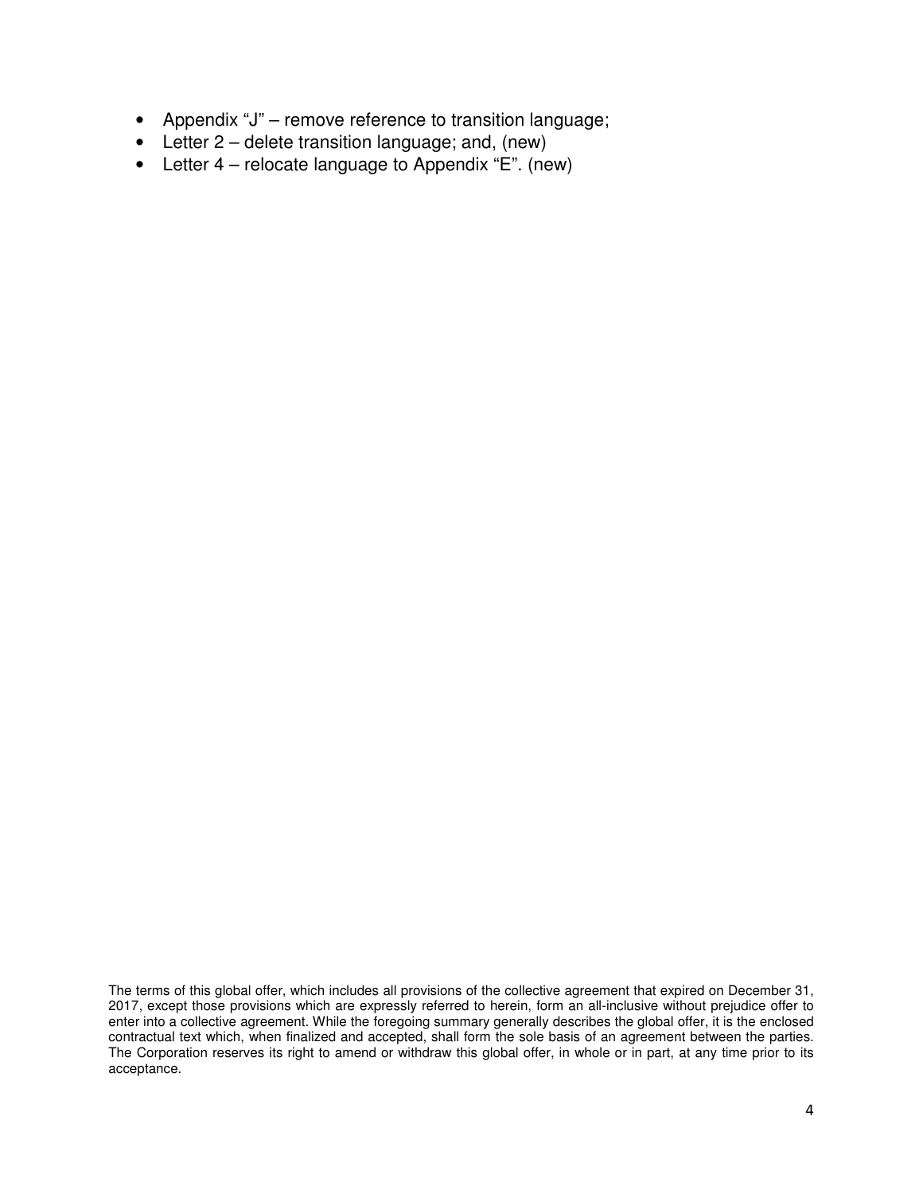- Appendix "J" – remove reference to transition language;
- Letter 2 – delete transition language; and, (new)
- Letter 4 – relocate language to Appendix "E". (new)

The terms of this global offer, which includes all provisions of the collective agreement that expired on December 31, 2017, except those provisions which are expressly referred to herein, form an all-inclusive without prejudice offer to enter into a collective agreement. While the foregoing summary generally describes the global offer, it is the enclosed contractual text which, when finalized and accepted, shall form the sole basis of an agreement between the parties. The Corporation reserves its right to amend or withdraw this global offer, in whole or in part, at any time prior to its acceptance.